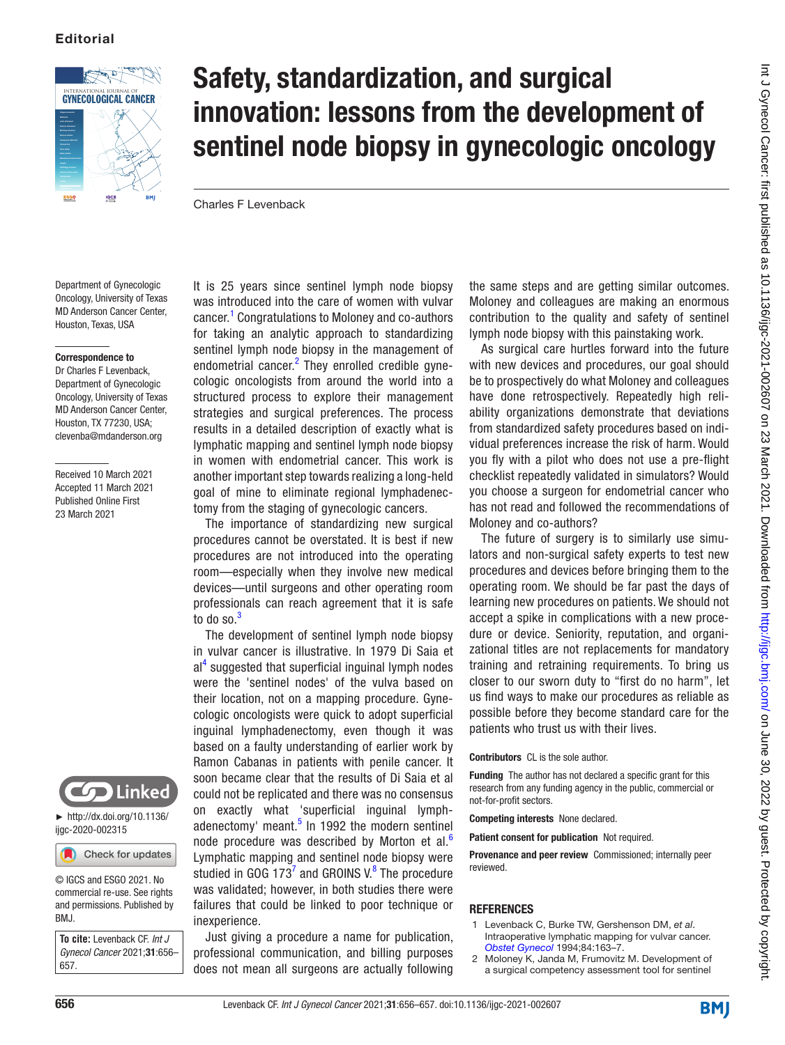Editorial

# Safety, standardization, and surgical innovation: lessons from the development of sentinel node biopsy in gynecologic oncology

Charles F Levenback

Department of Gynecologic Oncology, University of Texas MD Anderson Cancer Center, Houston, Texas, USA

**Correspondence to**
Dr Charles F Levenback, Department of Gynecologic Oncology, University of Texas MD Anderson Cancer Center, Houston, TX 77230, USA; clevenba@mdanderson.org

Received 10 March 2021
Accepted 11 March 2021
Published Online First 23 March 2021

► http://dx.doi.org/10.1136/ijgc-2020-002315

© IGCS and ESGO 2021. No commercial re-use. See rights and permissions. Published by BMJ.

**To cite:** Levenback CF. *Int J Gynecol Cancer* 2021;**31**:656–657.

It is 25 years since sentinel lymph node biopsy was introduced into the care of women with vulvar cancer.[1] Congratulations to Moloney and co-authors for taking an analytic approach to standardizing sentinel lymph node biopsy in the management of endometrial cancer.[2] They enrolled credible gynecologic oncologists from around the world into a structured process to explore their management strategies and surgical preferences. The process results in a detailed description of exactly what is lymphatic mapping and sentinel lymph node biopsy in women with endometrial cancer. This work is another important step towards realizing a long-held goal of mine to eliminate regional lymphadenectomy from the staging of gynecologic cancers.

The importance of standardizing new surgical procedures cannot be overstated. It is best if new procedures are not introduced into the operating room—especially when they involve new medical devices—until surgeons and other operating room professionals can reach agreement that it is safe to do so.[3]

The development of sentinel lymph node biopsy in vulvar cancer is illustrative. In 1979 Di Saia et al[4] suggested that superficial inguinal lymph nodes were the 'sentinel nodes' of the vulva based on their location, not on a mapping procedure. Gynecologic oncologists were quick to adopt superficial inguinal lymphadenectomy, even though it was based on a faulty understanding of earlier work by Ramon Cabanas in patients with penile cancer. It soon became clear that the results of Di Saia et al could not be replicated and there was no consensus on exactly what 'superficial inguinal lymphadenectomy' meant.[5] In 1992 the modern sentinel node procedure was described by Morton et al.[6] Lymphatic mapping and sentinel node biopsy were studied in GOG 173[7] and GROINS V.[8] The procedure was validated; however, in both studies there were failures that could be linked to poor technique or inexperience.

Just giving a procedure a name for publication, professional communication, and billing purposes does not mean all surgeons are actually following the same steps and are getting similar outcomes. Moloney and colleagues are making an enormous contribution to the quality and safety of sentinel lymph node biopsy with this painstaking work.

As surgical care hurtles forward into the future with new devices and procedures, our goal should be to prospectively do what Moloney and colleagues have done retrospectively. Repeatedly high reliability organizations demonstrate that deviations from standardized safety procedures based on individual preferences increase the risk of harm. Would you fly with a pilot who does not use a pre-flight checklist repeatedly validated in simulators? Would you choose a surgeon for endometrial cancer who has not read and followed the recommendations of Moloney and co-authors?

The future of surgery is to similarly use simulators and non-surgical safety experts to test new procedures and devices before bringing them to the operating room. We should be far past the days of learning new procedures on patients. We should not accept a spike in complications with a new procedure or device. Seniority, reputation, and organizational titles are not replacements for mandatory training and retraining requirements. To bring us closer to our sworn duty to "first do no harm", let us find ways to make our procedures as reliable as possible before they become standard care for the patients who trust us with their lives.

**Contributors** CL is the sole author.

**Funding** The author has not declared a specific grant for this research from any funding agency in the public, commercial or not-for-profit sectors.

**Competing interests** None declared.

**Patient consent for publication** Not required.

**Provenance and peer review** Commissioned; internally peer reviewed.

## REFERENCES

1. Levenback C, Burke TW, Gershenson DM, *et al*. Intraoperative lymphatic mapping for vulvar cancer. *Obstet Gynecol* 1994;84:163–7.
2. Moloney K, Janda M, Frumovitz M. Development of a surgical competency assessment tool for sentinel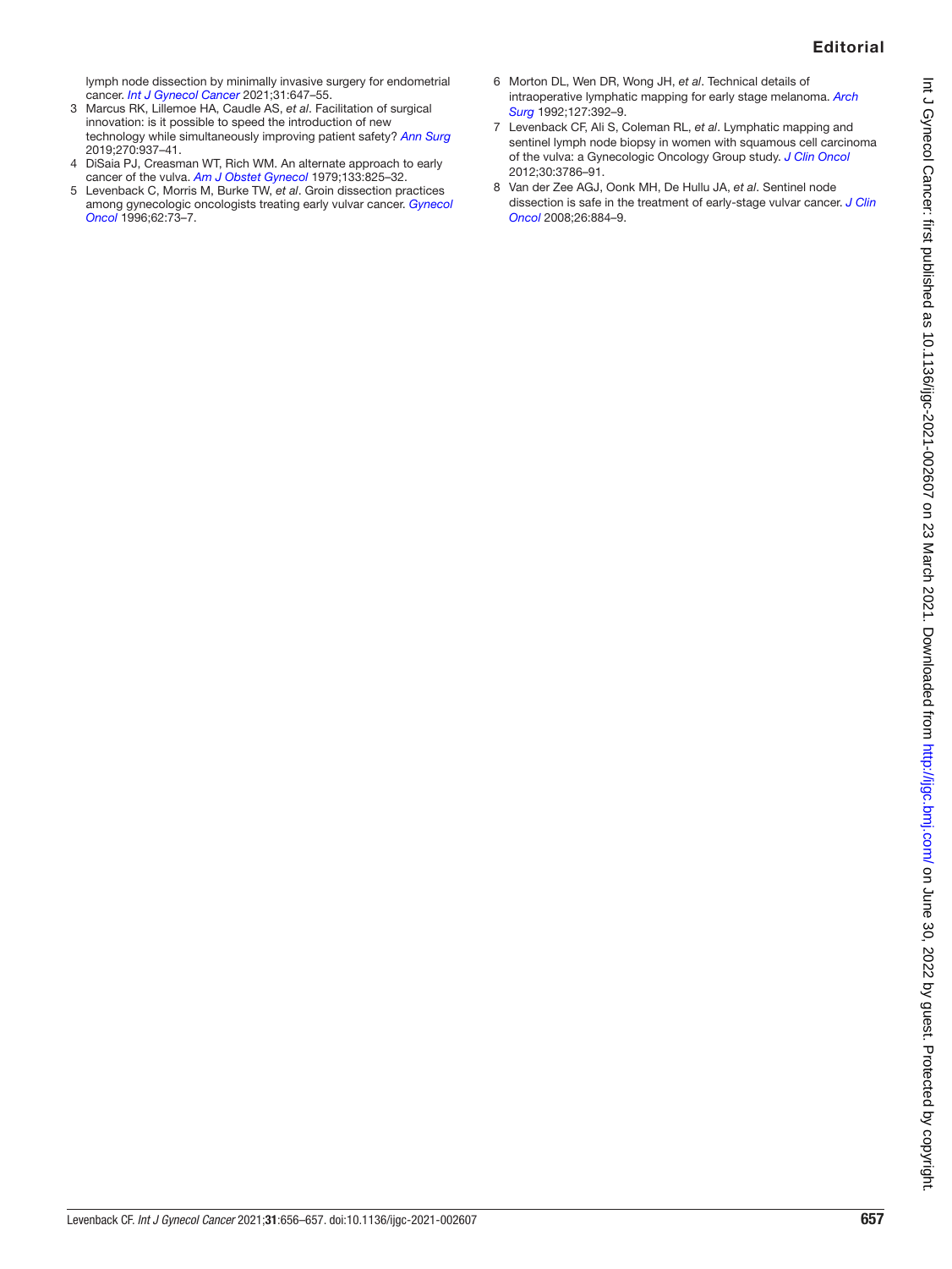lymph node dissection by minimally invasive surgery for endometrial cancer. *Int J Gynecol Cancer* 2021;31:647–55.

3 Marcus RK, Lillemoe HA, Caudle AS, *et al*. Facilitation of surgical innovation: is it possible to speed the introduction of new technology while simultaneously improving patient safety? *Ann Surg* 2019;270:937–41.

4 DiSaia PJ, Creasman WT, Rich WM. An alternate approach to early cancer of the vulva. *Am J Obstet Gynecol* 1979;133:825–32.

5 Levenback C, Morris M, Burke TW, *et al*. Groin dissection practices among gynecologic oncologists treating early vulvar cancer. *Gynecol Oncol* 1996;62:73–7.

6 Morton DL, Wen DR, Wong JH, *et al*. Technical details of intraoperative lymphatic mapping for early stage melanoma. *Arch Surg* 1992;127:392–9.

7 Levenback CF, Ali S, Coleman RL, *et al*. Lymphatic mapping and sentinel lymph node biopsy in women with squamous cell carcinoma of the vulva: a Gynecologic Oncology Group study. *J Clin Oncol* 2012;30:3786–91.

8 Van der Zee AGJ, Oonk MH, De Hullu JA, *et al*. Sentinel node dissection is safe in the treatment of early-stage vulvar cancer. *J Clin Oncol* 2008;26:884–9.